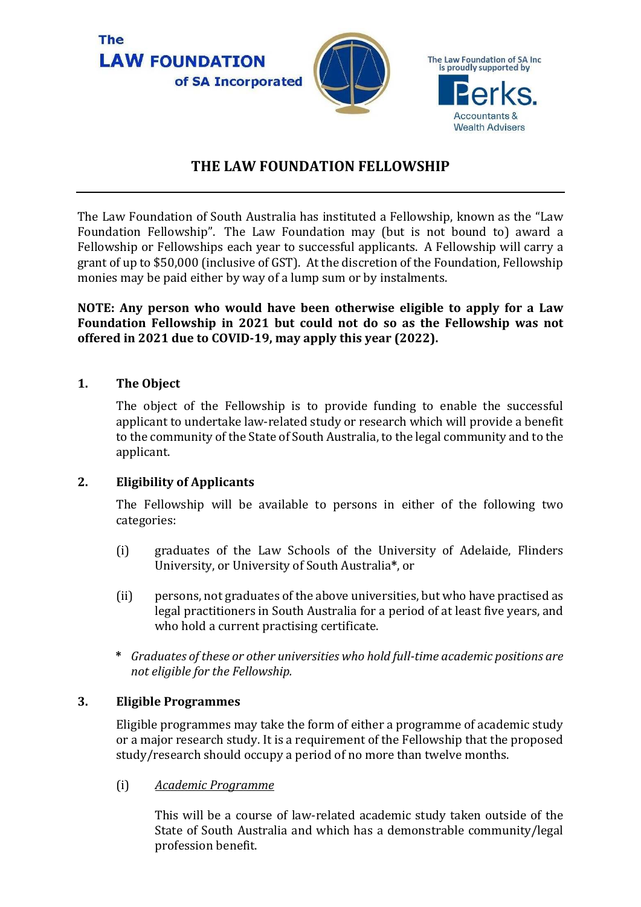The **LAW FOUNDATION** of SA Incorporated

The Law Foundation of SA Inc is proudly supported by Perks. Accountants & Wealth Advisers

# THE LAW FOUNDATION FELLOWSHIP

The Law Foundation of South Australia has instituted a Fellowship, known as the "Law Foundation Fellowship". The Law Foundation may (but is not bound to) award a Fellowship or Fellowships each year to successful applicants. A Fellowship will carry a grant of up to $50,000 (inclusive of GST). At the discretion of the Foundation, Fellowship monies may be paid either by way of a lump sum or by instalments.

**NOTE: Any person who would have been otherwise eligible to apply for a Law Foundation Fellowship in 2021 but could not do so as the Fellowship was not offered in 2021 due to COVID-19, may apply this year (2022).**

## 1. The Object

The object of the Fellowship is to provide funding to enable the successful applicant to undertake law-related study or research which will provide a benefit to the community of the State of South Australia, to the legal community and to the applicant.

## 2. Eligibility of Applicants

The Fellowship will be available to persons in either of the following two categories:

(i) graduates of the Law Schools of the University of Adelaide, Flinders University, or University of South Australia**\***, or

(ii) persons, not graduates of the above universities, but who have practised as legal practitioners in South Australia for a period of at least five years, and who hold a current practising certificate.

\* *Graduates of these or other universities who hold full-time academic positions are not eligible for the Fellowship.*

## 3. Eligible Programmes

Eligible programmes may take the form of either a programme of academic study or a major research study. It is a requirement of the Fellowship that the proposed study/research should occupy a period of no more than twelve months.

(i) <u>*Academic Programme*</u>

This will be a course of law-related academic study taken outside of the State of South Australia and which has a demonstrable community/legal profession benefit.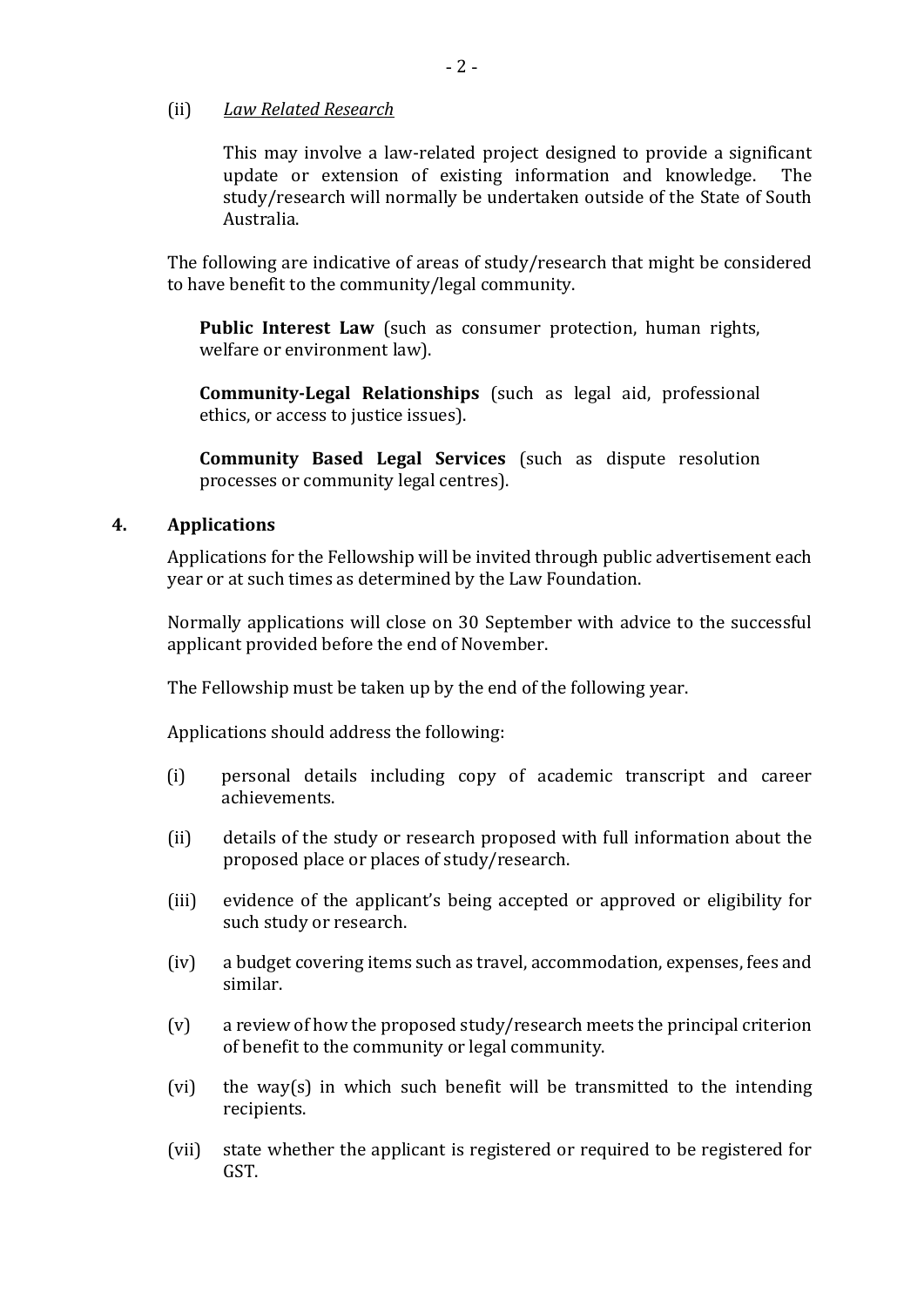(ii) *Law Related Research*

This may involve a law-related project designed to provide a significant update or extension of existing information and knowledge. The study/research will normally be undertaken outside of the State of South Australia.

The following are indicative of areas of study/research that might be considered to have benefit to the community/legal community.

**Public Interest Law** (such as consumer protection, human rights, welfare or environment law).

**Community-Legal Relationships** (such as legal aid, professional ethics, or access to justice issues).

**Community Based Legal Services** (such as dispute resolution processes or community legal centres).

## 4. Applications

Applications for the Fellowship will be invited through public advertisement each year or at such times as determined by the Law Foundation.

Normally applications will close on 30 September with advice to the successful applicant provided before the end of November.

The Fellowship must be taken up by the end of the following year.

Applications should address the following:

(i) personal details including copy of academic transcript and career achievements.

(ii) details of the study or research proposed with full information about the proposed place or places of study/research.

(iii) evidence of the applicant's being accepted or approved or eligibility for such study or research.

(iv) a budget covering items such as travel, accommodation, expenses, fees and similar.

(v) a review of how the proposed study/research meets the principal criterion of benefit to the community or legal community.

(vi) the way(s) in which such benefit will be transmitted to the intending recipients.

(vii) state whether the applicant is registered or required to be registered for GST.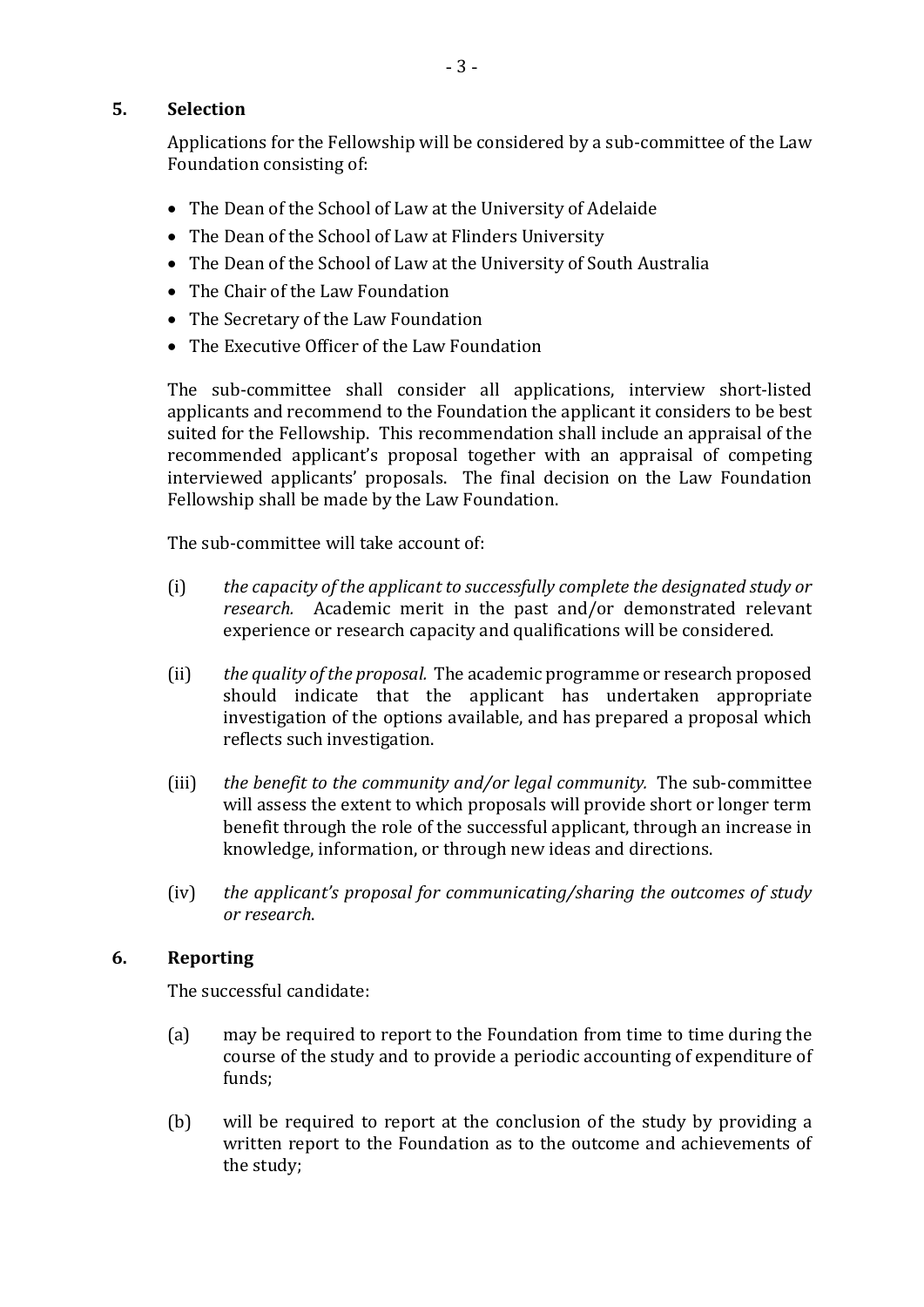## 5. Selection

Applications for the Fellowship will be considered by a sub-committee of the Law Foundation consisting of:

- The Dean of the School of Law at the University of Adelaide
- The Dean of the School of Law at Flinders University
- The Dean of the School of Law at the University of South Australia
- The Chair of the Law Foundation
- The Secretary of the Law Foundation
- The Executive Officer of the Law Foundation

The sub-committee shall consider all applications, interview short-listed applicants and recommend to the Foundation the applicant it considers to be best suited for the Fellowship. This recommendation shall include an appraisal of the recommended applicant's proposal together with an appraisal of competing interviewed applicants' proposals. The final decision on the Law Foundation Fellowship shall be made by the Law Foundation.

The sub-committee will take account of:

(i) *the capacity of the applicant to successfully complete the designated study or research.* Academic merit in the past and/or demonstrated relevant experience or research capacity and qualifications will be considered.

(ii) *the quality of the proposal.* The academic programme or research proposed should indicate that the applicant has undertaken appropriate investigation of the options available, and has prepared a proposal which reflects such investigation.

(iii) *the benefit to the community and/or legal community.* The sub-committee will assess the extent to which proposals will provide short or longer term benefit through the role of the successful applicant, through an increase in knowledge, information, or through new ideas and directions.

(iv) *the applicant's proposal for communicating/sharing the outcomes of study or research*.

## 6. Reporting

The successful candidate:

(a) may be required to report to the Foundation from time to time during the course of the study and to provide a periodic accounting of expenditure of funds;

(b) will be required to report at the conclusion of the study by providing a written report to the Foundation as to the outcome and achievements of the study;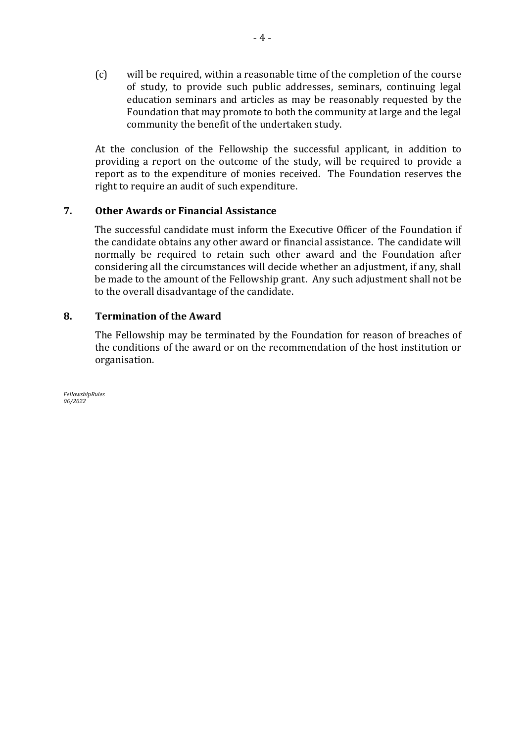(c) will be required, within a reasonable time of the completion of the course of study, to provide such public addresses, seminars, continuing legal education seminars and articles as may be reasonably requested by the Foundation that may promote to both the community at large and the legal community the benefit of the undertaken study.

At the conclusion of the Fellowship the successful applicant, in addition to providing a report on the outcome of the study, will be required to provide a report as to the expenditure of monies received. The Foundation reserves the right to require an audit of such expenditure.

## 7. Other Awards or Financial Assistance

The successful candidate must inform the Executive Officer of the Foundation if the candidate obtains any other award or financial assistance. The candidate will normally be required to retain such other award and the Foundation after considering all the circumstances will decide whether an adjustment, if any, shall be made to the amount of the Fellowship grant. Any such adjustment shall not be to the overall disadvantage of the candidate.

## 8. Termination of the Award

The Fellowship may be terminated by the Foundation for reason of breaches of the conditions of the award or on the recommendation of the host institution or organisation.

*FellowshipRules*
*06/2022*